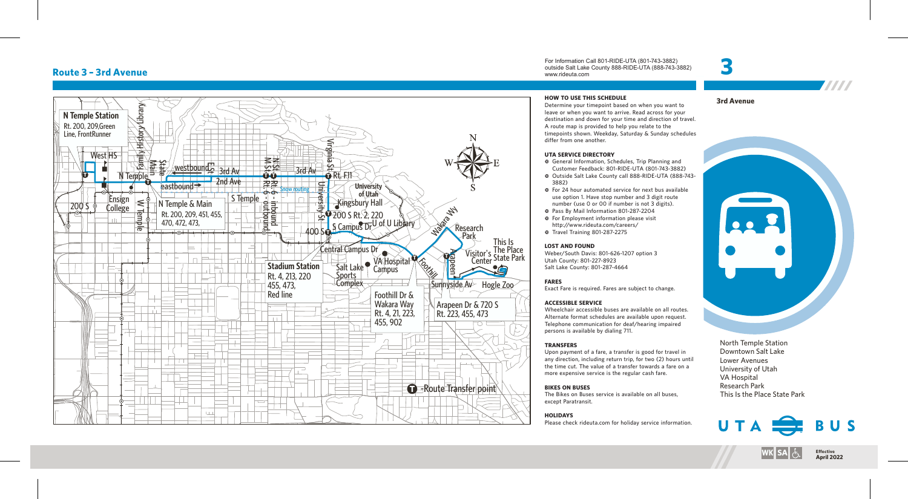## Route 3 – 3rd Avenue

N Temple Station
Rt. 200, 209,Green Line, FrontRunner

West HS
Family History Library
State
Main
westbound
E St
3rd Av
N Temple
eastbound
2nd Ave
Ensign College
W Temple
200 S
N Temple & Main
Rt. 200, 209, 451, 455, 470, 472, 473,
S Temple
N St Rt. 6 - inbound
M St Rt. 6 - outbound
Snow routing
3rd Av
Virginia St
Rt. F11
University of Utah
University St
Kingsbury Hall
200 S Rt. 2, 220
S Campus Dr
U of U Library
400 S
Wakara Wy
Research Park
This Is The Place State Park
Visitor's Center
Central Campus Dr
VA Hospital Campus
Foothill
Arapeen
Stadium Station
Rt. 4, 213, 220 455, 473, Red line
Salt Lake Sports Complex
Sunnyside Av
Hogle Zoo
Foothill Dr & Wakara Way
Rt. 4, 21, 223, 455, 902
Arapeen Dr & 720 S
Rt. 223, 455, 473
N
W
E
S
-Route Transfer point

For Information Call 801-RIDE-UTA (801-743-3882)
outside Salt Lake County 888-RIDE-UTA (888-743-3882)
www.rideuta.com

### HOW TO USE THIS SCHEDULE

Determine your timepoint based on when you want to leave or when you want to arrive. Read across for your destination and down for your time and direction of travel. A route map is provided to help you relate to the timepoints shown. Weekday, Saturday & Sunday schedules differ from one another.

### UTA SERVICE DIRECTORY

- General Information, Schedules, Trip Planning and Customer Feedback: 801-RIDE-UTA (801-743-3882)
- Outside Salt Lake County call 888-RIDE-UTA (888-743-3882)
- For 24 hour automated service for next bus available use option 1. Have stop number and 3 digit route number (use 0 or 00 if number is not 3 digits).
- Pass By Mail Information 801-287-2204
- For Employment information please visit http://www.rideuta.com/careers/
- Travel Training 801-287-2275

### LOST AND FOUND

Weber/South Davis: 801-626-1207 option 3
Utah County: 801-227-8923
Salt Lake County: 801-287-4664

### FARES

Exact Fare is required. Fares are subject to change.

### ACCESSIBLE SERVICE

Wheelchair accessible buses are available on all routes. Alternate format schedules are available upon request. Telephone communication for deaf/hearing impaired persons is available by dialing 711.

### TRANSFERS

Upon payment of a fare, a transfer is good for travel in any direction, including return trip, for two (2) hours until the time cut. The value of a transfer towards a fare on a more expensive service is the regular cash fare.

### BIKES ON BUSES

The Bikes on Buses service is available on all buses, except Paratransit.

### HOLIDAYS

Please check rideuta.com for holiday service information.

# 3

**3rd Avenue**

North Temple Station
Downtown Salt Lake
Lower Avenues
University of Utah
VA Hospital
Research Park
This Is the Place State Park

UTA BUS

WK SA

Effective
April 2022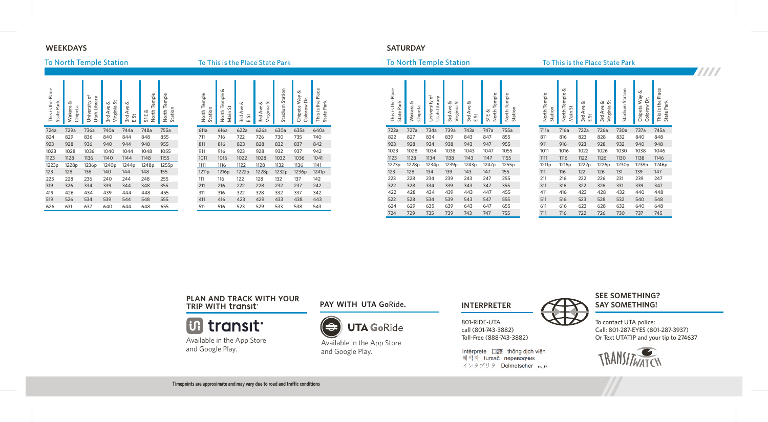## WEEKDAYS

### To North Temple Station

| This is the Place State Park | Wakara & Chipeta | University of Utah Library | 3rd Ave & Virginia St | 3rd Ave & E St | 51E & North Temple | North Temple Station |
|---|---|---|---|---|---|---|
| 724a | 729a | 736a | 740a | 744a | 748a | 755a |
| 824 | 829 | 836 | 840 | 844 | 848 | 855 |
| 923 | 928 | 936 | 940 | 944 | 948 | 955 |
| 1023 | 1028 | 1036 | 1040 | 1044 | 1048 | 1055 |
| 1123 | 1128 | 1136 | 1140 | 1144 | 1148 | 1155 |
| 1223p | 1228p | 1236p | 1240p | 1244p | 1248p | 1255p |
| 123 | 128 | 136 | 140 | 144 | 148 | 155 |
| 223 | 228 | 236 | 240 | 244 | 248 | 255 |
| 319 | 326 | 334 | 339 | 344 | 348 | 355 |
| 419 | 426 | 434 | 439 | 444 | 448 | 455 |
| 519 | 526 | 534 | 539 | 544 | 548 | 555 |
| 626 | 631 | 637 | 640 | 644 | 648 | 655 |

### To This is the Place State Park

| North Temple Station | North Temple & Main St | 3rd Ave & E St | 3rd Ave & Virginia St | Stadium Station | Chipeta Way & Colorow Dr. | This is the Place State Park |
|---|---|---|---|---|---|---|
| 611a | 616a | 622a | 626a | 630a | 635a | 640a |
| 711 | 716 | 722 | 726 | 730 | 735 | 740 |
| 811 | 816 | 823 | 828 | 832 | 837 | 842 |
| 911 | 916 | 923 | 928 | 932 | 937 | 942 |
| 1011 | 1016 | 1022 | 1028 | 1032 | 1036 | 1041 |
| 1111 | 1116 | 1122 | 1128 | 1132 | 1136 | 1141 |
| 1211p | 1216p | 1222p | 1228p | 1232p | 1236p | 1241p |
| 111 | 116 | 122 | 128 | 132 | 137 | 142 |
| 211 | 216 | 222 | 228 | 232 | 237 | 242 |
| 311 | 316 | 322 | 328 | 332 | 337 | 342 |
| 411 | 416 | 423 | 429 | 433 | 438 | 443 |
| 511 | 516 | 523 | 529 | 533 | 538 | 543 |

## SATURDAY

### To North Temple Station

| This is the Place State Park | Wakara & Chipeta | University of Utah Library | 3rd Ave & Virginia St | 3rd Ave & E St | 51E & North Temple | North Temple Station |
|---|---|---|---|---|---|---|
| 722a | 727a | 734a | 739a | 743a | 747a | 755a |
| 822 | 827 | 834 | 839 | 843 | 847 | 855 |
| 923 | 928 | 934 | 938 | 943 | 947 | 955 |
| 1023 | 1028 | 1034 | 1038 | 1043 | 1047 | 1055 |
| 1123 | 1128 | 1134 | 1138 | 1143 | 1147 | 1155 |
| 1223p | 1228p | 1234p | 1239p | 1243p | 1247p | 1255p |
| 123 | 128 | 134 | 139 | 143 | 147 | 155 |
| 223 | 228 | 234 | 239 | 243 | 247 | 255 |
| 322 | 328 | 334 | 339 | 343 | 347 | 355 |
| 422 | 428 | 434 | 439 | 443 | 447 | 455 |
| 522 | 528 | 534 | 539 | 543 | 547 | 555 |
| 624 | 629 | 635 | 639 | 643 | 647 | 655 |
| 724 | 729 | 735 | 739 | 743 | 747 | 755 |

### To This is the Place State Park

| North Temple Station | North Temple & Main St | 3rd Ave & E St | 3rd Ave & Virginia St | Stadium Station | Chipeta Way & Colorow Dr. | This is the Place State Park |
|---|---|---|---|---|---|---|
| 711a | 716a | 722a | 726a | 730a | 737a | 745a |
| 811 | 816 | 823 | 828 | 832 | 840 | 848 |
| 911 | 916 | 923 | 928 | 932 | 940 | 948 |
| 1011 | 1016 | 1022 | 1026 | 1030 | 1038 | 1046 |
| 1111 | 1116 | 1122 | 1126 | 1130 | 1138 | 1146 |
| 1211p | 1216p | 1222p | 1226p | 1230p | 1238p | 1246p |
| 111 | 116 | 122 | 126 | 131 | 139 | 147 |
| 211 | 216 | 222 | 226 | 231 | 239 | 247 |
| 311 | 316 | 322 | 326 | 331 | 339 | 347 |
| 411 | 416 | 423 | 428 | 432 | 440 | 448 |
| 511 | 516 | 523 | 528 | 532 | 540 | 548 |
| 611 | 616 | 623 | 628 | 632 | 640 | 648 |
| 711 | 716 | 722 | 726 | 730 | 737 | 745 |

### PLAN AND TRACK WITH YOUR TRIP WITH transit

transit

Available in the App Store and Google Play.

### PAY WITH UTA GoRide.

UTA GoRide

Available in the App Store and Google Play.

### INTERPRETER

801-RIDE-UTA
call (801-743-3882)
Toll-Free (888-743-3882)

Intérprete 口譯 thông dịch viên
해석자 tumač переводчик
インタプリタ Dolmetscher مترجم

### SEE SOMETHING? SAY SOMETHING!

To contact UTA police:
Call: 801-287-EYES (801-287-3937)
Or Text UTATIP and your tip to 274637

TRANSITWATCH

Timepoints are approximate and may vary due to road and traffic conditions